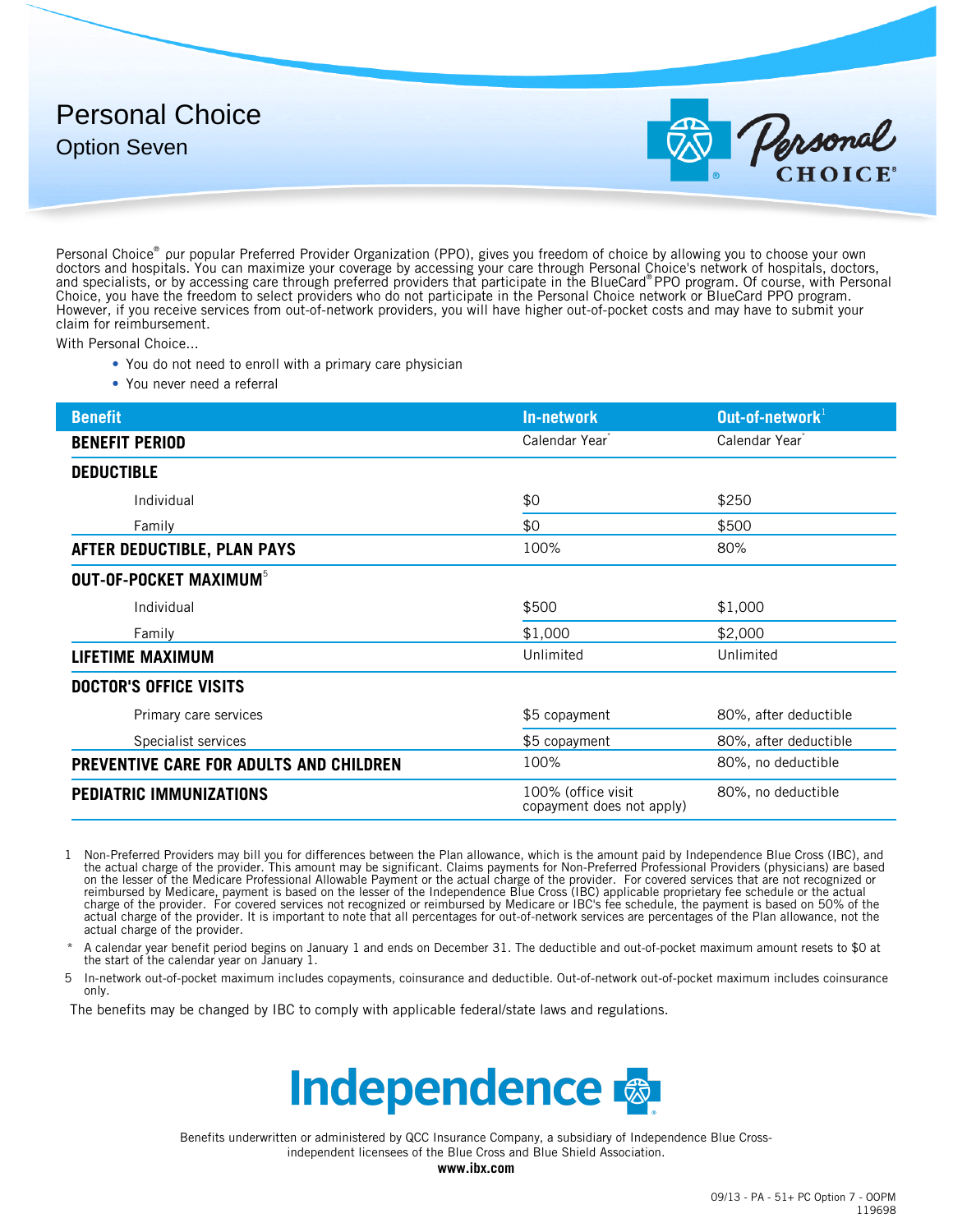# Personal Choice

## Option Seven

Personal Choice® our popular Preferred Provider Organization (PPO), gives you freedom of choice by allowing you to choose your own doctors and hospitals. You can maximize your coverage by accessing your care through Personal Choice's network of hospitals, doctors, and specialists, or by accessing care through preferred providers that participate in the BlueCard® PPO program. Of course, with Personal Choice, you have the freedom to select providers who do not participate in the Personal Choice network or BlueCard PPO program. However, if you receive services from out-of-network providers, you will have higher out-of-pocket costs and may have to submit your claim for reimbursement.

With Personal Choice...

- You do not need to enroll with a primary care physician
- You never need a referral

| Benefit | In-network | Out-of-network[1] |
|---|---|---|
| **BENEFIT PERIOD** | Calendar Year* | Calendar Year* |
| **DEDUCTIBLE** | | |
| Individual | $0 | $250 |
| Family | $0 | $500 |
| **AFTER DEDUCTIBLE, PLAN PAYS** | 100% | 80% |
| **OUT-OF-POCKET MAXIMUM**[5] | | |
| Individual | $500 | $1,000 |
| Family | $1,000 | $2,000 |
| **LIFETIME MAXIMUM** | Unlimited | Unlimited |
| **DOCTOR'S OFFICE VISITS** | | |
| Primary care services | $5 copayment | 80%, after deductible |
| Specialist services | $5 copayment | 80%, after deductible |
| **PREVENTIVE CARE FOR ADULTS AND CHILDREN** | 100% | 80%, no deductible |
| **PEDIATRIC IMMUNIZATIONS** | 100% (office visit copayment does not apply) | 80%, no deductible |

1 Non-Preferred Providers may bill you for differences between the Plan allowance, which is the amount paid by Independence Blue Cross (IBC), and the actual charge of the provider. This amount may be significant. Claims payments for Non-Preferred Professional Providers (physicians) are based on the lesser of the Medicare Professional Allowable Payment or the actual charge of the provider. For covered services that are not recognized or reimbursed by Medicare, payment is based on the lesser of the Independence Blue Cross (IBC) applicable proprietary fee schedule or the actual charge of the provider. For covered services not recognized or reimbursed by Medicare or IBC's fee schedule, the payment is based on 50% of the actual charge of the provider. It is important to note that all percentages for out-of-network services are percentages of the Plan allowance, not the actual charge of the provider.

\* A calendar year benefit period begins on January 1 and ends on December 31. The deductible and out-of-pocket maximum amount resets to $0 at the start of the calendar year on January 1.

5 In-network out-of-pocket maximum includes copayments, coinsurance and deductible. Out-of-network out-of-pocket maximum includes coinsurance only.

The benefits may be changed by IBC to comply with applicable federal/state laws and regulations.

Independence

Benefits underwritten or administered by QCC Insurance Company, a subsidiary of Independence Blue Cross-independent licensees of the Blue Cross and Blue Shield Association.

**www.ibx.com**

09/13 - PA - 51+ PC Option 7 - OOPM
119698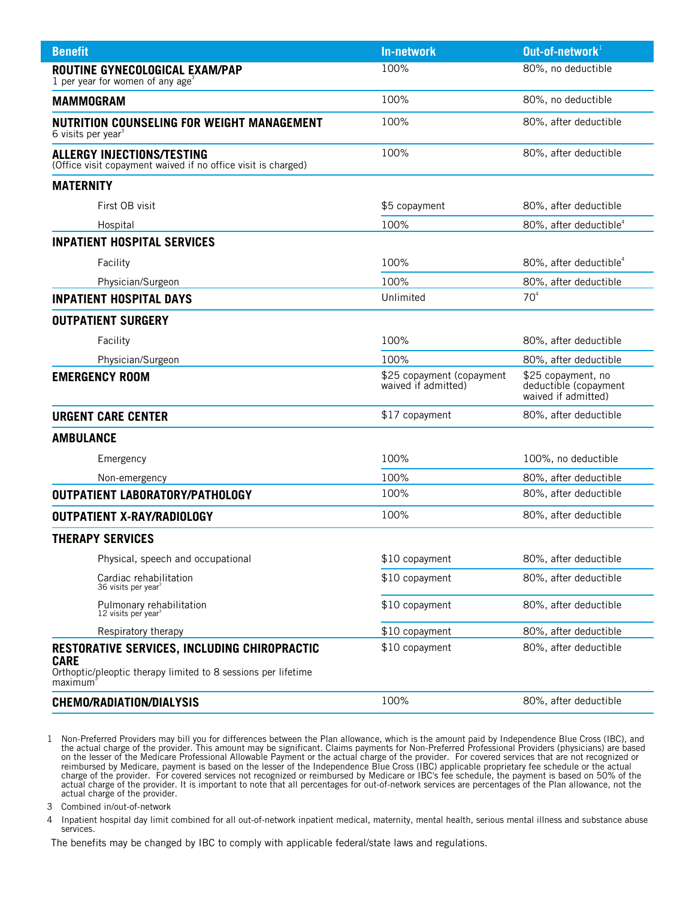| Benefit | In-network | Out-of-network[1] |
|---|---|---|
| **ROUTINE GYNECOLOGICAL EXAM/PAP** 1 per year for women of any age[3] | 100% | 80%, no deductible |
| **MAMMOGRAM** | 100% | 80%, no deductible |
| **NUTRITION COUNSELING FOR WEIGHT MANAGEMENT** 6 visits per year[3] | 100% | 80%, after deductible |
| **ALLERGY INJECTIONS/TESTING** (Office visit copayment waived if no office visit is charged) | 100% | 80%, after deductible |
| **MATERNITY** | | |
| First OB visit | $5 copayment | 80%, after deductible |
| Hospital | 100% | 80%, after deductible[4] |
| **INPATIENT HOSPITAL SERVICES** | | |
| Facility | 100% | 80%, after deductible[4] |
| Physician/Surgeon | 100% | 80%, after deductible |
| **INPATIENT HOSPITAL DAYS** | Unlimited | 70[4] |
| **OUTPATIENT SURGERY** | | |
| Facility | 100% | 80%, after deductible |
| Physician/Surgeon | 100% | 80%, after deductible |
| **EMERGENCY ROOM** | $25 copayment (copayment waived if admitted) | $25 copayment, no deductible (copayment waived if admitted) |
| **URGENT CARE CENTER** | $17 copayment | 80%, after deductible |
| **AMBULANCE** | | |
| Emergency | 100% | 100%, no deductible |
| Non-emergency | 100% | 80%, after deductible |
| **OUTPATIENT LABORATORY/PATHOLOGY** | 100% | 80%, after deductible |
| **OUTPATIENT X-RAY/RADIOLOGY** | 100% | 80%, after deductible |
| **THERAPY SERVICES** | | |
| Physical, speech and occupational | $10 copayment | 80%, after deductible |
| Cardiac rehabilitation 36 visits per year[3] | $10 copayment | 80%, after deductible |
| Pulmonary rehabilitation 12 visits per year[3] | $10 copayment | 80%, after deductible |
| Respiratory therapy | $10 copayment | 80%, after deductible |
| **RESTORATIVE SERVICES, INCLUDING CHIROPRACTIC CARE** Orthoptic/pleoptic therapy limited to 8 sessions per lifetime maximum[3] | $10 copayment | 80%, after deductible |
| **CHEMO/RADIATION/DIALYSIS** | 100% | 80%, after deductible |

1 Non-Preferred Providers may bill you for differences between the Plan allowance, which is the amount paid by Independence Blue Cross (IBC), and the actual charge of the provider. This amount may be significant. Claims payments for Non-Preferred Professional Providers (physicians) are based on the lesser of the Medicare Professional Allowable Payment or the actual charge of the provider. For covered services that are not recognized or reimbursed by Medicare, payment is based on the lesser of the Independence Blue Cross (IBC) applicable proprietary fee schedule or the actual charge of the provider. For covered services not recognized or reimbursed by Medicare or IBC's fee schedule, the payment is based on 50% of the actual charge of the provider. It is important to note that all percentages for out-of-network services are percentages of the Plan allowance, not the actual charge of the provider.

3 Combined in/out-of-network

4 Inpatient hospital day limit combined for all out-of-network inpatient medical, maternity, mental health, serious mental illness and substance abuse services.

The benefits may be changed by IBC to comply with applicable federal/state laws and regulations.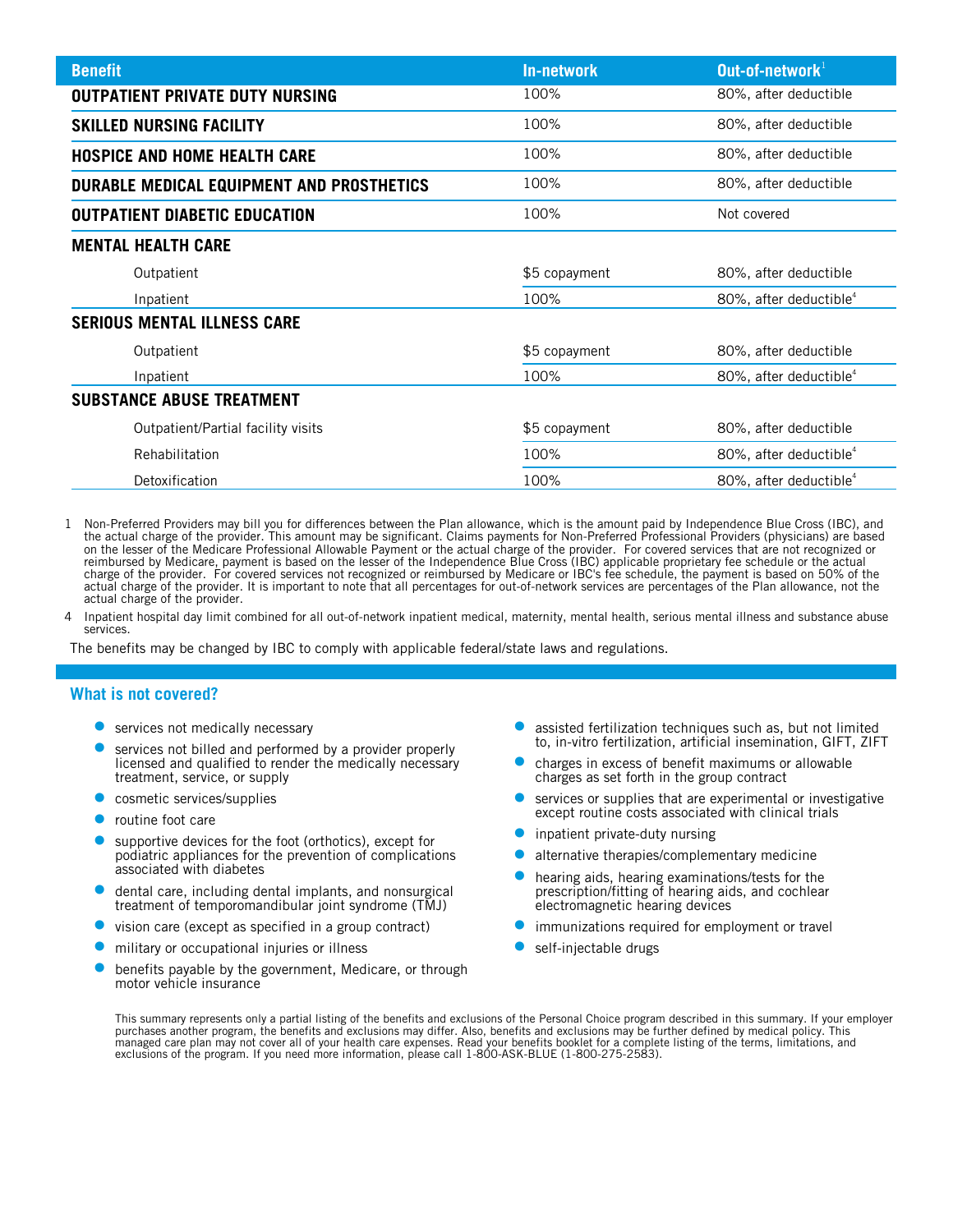| Benefit | In-network | Out-of-network[1] |
|---|---|---|
| **OUTPATIENT PRIVATE DUTY NURSING** | 100% | 80%, after deductible |
| **SKILLED NURSING FACILITY** | 100% | 80%, after deductible |
| **HOSPICE AND HOME HEALTH CARE** | 100% | 80%, after deductible |
| **DURABLE MEDICAL EQUIPMENT AND PROSTHETICS** | 100% | 80%, after deductible |
| **OUTPATIENT DIABETIC EDUCATION** | 100% | Not covered |
| **MENTAL HEALTH CARE** | | |
| Outpatient | $5 copayment | 80%, after deductible |
| Inpatient | 100% | 80%, after deductible[4] |
| **SERIOUS MENTAL ILLNESS CARE** | | |
| Outpatient | $5 copayment | 80%, after deductible |
| Inpatient | 100% | 80%, after deductible[4] |
| **SUBSTANCE ABUSE TREATMENT** | | |
| Outpatient/Partial facility visits | $5 copayment | 80%, after deductible |
| Rehabilitation | 100% | 80%, after deductible[4] |
| Detoxification | 100% | 80%, after deductible[4] |

1 Non-Preferred Providers may bill you for differences between the Plan allowance, which is the amount paid by Independence Blue Cross (IBC), and the actual charge of the provider. This amount may be significant. Claims payments for Non-Preferred Professional Providers (physicians) are based on the lesser of the Medicare Professional Allowable Payment or the actual charge of the provider. For covered services that are not recognized or reimbursed by Medicare, payment is based on the lesser of the Independence Blue Cross (IBC) applicable proprietary fee schedule or the actual charge of the provider. For covered services not recognized or reimbursed by Medicare or IBC's fee schedule, the payment is based on 50% of the actual charge of the provider. It is important to note that all percentages for out-of-network services are percentages of the Plan allowance, not the actual charge of the provider.

4 Inpatient hospital day limit combined for all out-of-network inpatient medical, maternity, mental health, serious mental illness and substance abuse services.

The benefits may be changed by IBC to comply with applicable federal/state laws and regulations.

## What is not covered?

- services not medically necessary
- services not billed and performed by a provider properly licensed and qualified to render the medically necessary treatment, service, or supply
- cosmetic services/supplies
- routine foot care
- supportive devices for the foot (orthotics), except for podiatric appliances for the prevention of complications associated with diabetes
- dental care, including dental implants, and nonsurgical treatment of temporomandibular joint syndrome (TMJ)
- vision care (except as specified in a group contract)
- military or occupational injuries or illness
- benefits payable by the government, Medicare, or through motor vehicle insurance
- assisted fertilization techniques such as, but not limited to, in-vitro fertilization, artificial insemination, GIFT, ZIFT
- charges in excess of benefit maximums or allowable charges as set forth in the group contract
- services or supplies that are experimental or investigative except routine costs associated with clinical trials
- inpatient private-duty nursing
- alternative therapies/complementary medicine
- hearing aids, hearing examinations/tests for the prescription/fitting of hearing aids, and cochlear electromagnetic hearing devices
- immunizations required for employment or travel
- self-injectable drugs

This summary represents only a partial listing of the benefits and exclusions of the Personal Choice program described in this summary. If your employer purchases another program, the benefits and exclusions may differ. Also, benefits and exclusions may be further defined by medical policy. This managed care plan may not cover all of your health care expenses. Read your benefits booklet for a complete listing of the terms, limitations, and exclusions of the program. If you need more information, please call 1-800-ASK-BLUE (1-800-275-2583).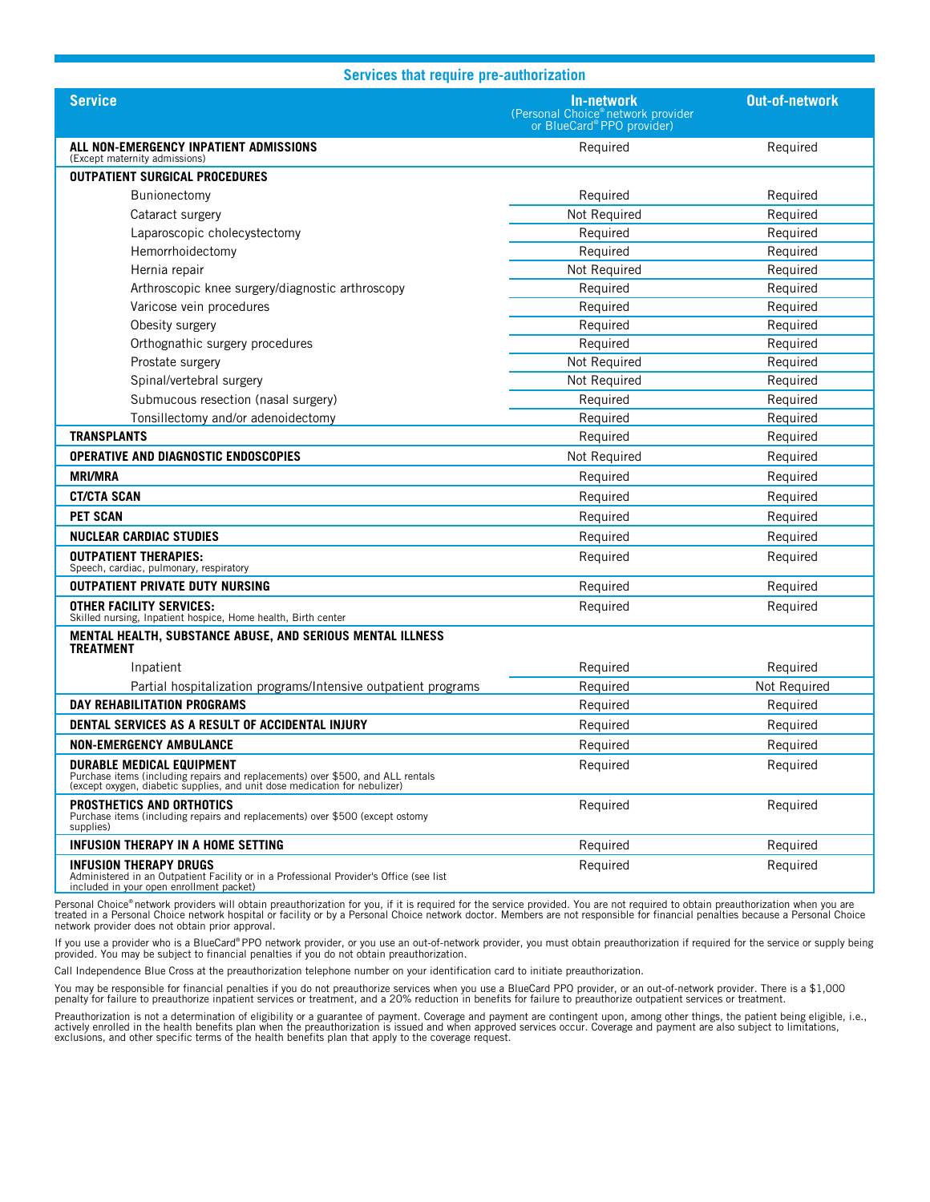## Services that require pre-authorization

| Service | In-network (Personal Choice® network provider or BlueCard® PPO provider) | Out-of-network |
|---|---|---|
| **ALL NON-EMERGENCY INPATIENT ADMISSIONS** (Except maternity admissions) | Required | Required |
| **OUTPATIENT SURGICAL PROCEDURES** | | |
| Bunionectomy | Required | Required |
| Cataract surgery | Not Required | Required |
| Laparoscopic cholecystectomy | Required | Required |
| Hemorrhoidectomy | Required | Required |
| Hernia repair | Not Required | Required |
| Arthroscopic knee surgery/diagnostic arthroscopy | Required | Required |
| Varicose vein procedures | Required | Required |
| Obesity surgery | Required | Required |
| Orthognathic surgery procedures | Required | Required |
| Prostate surgery | Not Required | Required |
| Spinal/vertebral surgery | Not Required | Required |
| Submucous resection (nasal surgery) | Required | Required |
| Tonsillectomy and/or adenoidectomy | Required | Required |
| **TRANSPLANTS** | Required | Required |
| **OPERATIVE AND DIAGNOSTIC ENDOSCOPIES** | Not Required | Required |
| **MRI/MRA** | Required | Required |
| **CT/CTA SCAN** | Required | Required |
| **PET SCAN** | Required | Required |
| **NUCLEAR CARDIAC STUDIES** | Required | Required |
| **OUTPATIENT THERAPIES:** Speech, cardiac, pulmonary, respiratory | Required | Required |
| **OUTPATIENT PRIVATE DUTY NURSING** | Required | Required |
| **OTHER FACILITY SERVICES:** Skilled nursing, Inpatient hospice, Home health, Birth center | Required | Required |
| **MENTAL HEALTH, SUBSTANCE ABUSE, AND SERIOUS MENTAL ILLNESS TREATMENT** | | |
| Inpatient | Required | Required |
| Partial hospitalization programs/Intensive outpatient programs | Required | Not Required |
| **DAY REHABILITATION PROGRAMS** | Required | Required |
| **DENTAL SERVICES AS A RESULT OF ACCIDENTAL INJURY** | Required | Required |
| **NON-EMERGENCY AMBULANCE** | Required | Required |
| **DURABLE MEDICAL EQUIPMENT** Purchase items (including repairs and replacements) over $500, and ALL rentals (except oxygen, diabetic supplies, and unit dose medication for nebulizer) | Required | Required |
| **PROSTHETICS AND ORTHOTICS** Purchase items (including repairs and replacements) over $500 (except ostomy supplies) | Required | Required |
| **INFUSION THERAPY IN A HOME SETTING** | Required | Required |
| **INFUSION THERAPY DRUGS** Administered in an Outpatient Facility or in a Professional Provider's Office (see list included in your open enrollment packet) | Required | Required |

Personal Choice® network providers will obtain preauthorization for you, if it is required for the service provided. You are not required to obtain preauthorization when you are treated in a Personal Choice network hospital or facility or by a Personal Choice network doctor. Members are not responsible for financial penalties because a Personal Choice network provider does not obtain prior approval.

If you use a provider who is a BlueCard® PPO network provider, or you use an out-of-network provider, you must obtain preauthorization if required for the service or supply being provided. You may be subject to financial penalties if you do not obtain preauthorization.

Call Independence Blue Cross at the preauthorization telephone number on your identification card to initiate preauthorization.

You may be responsible for financial penalties if you do not preauthorize services when you use a BlueCard PPO provider, or an out-of-network provider. There is a $1,000 penalty for failure to preauthorize inpatient services or treatment, and a 20% reduction in benefits for failure to preauthorize outpatient services or treatment.

Preauthorization is not a determination of eligibility or a guarantee of payment. Coverage and payment are contingent upon, among other things, the patient being eligible, i.e., actively enrolled in the health benefits plan when the preauthorization is issued and when approved services occur. Coverage and payment are also subject to limitations, exclusions, and other specific terms of the health benefits plan that apply to the coverage request.